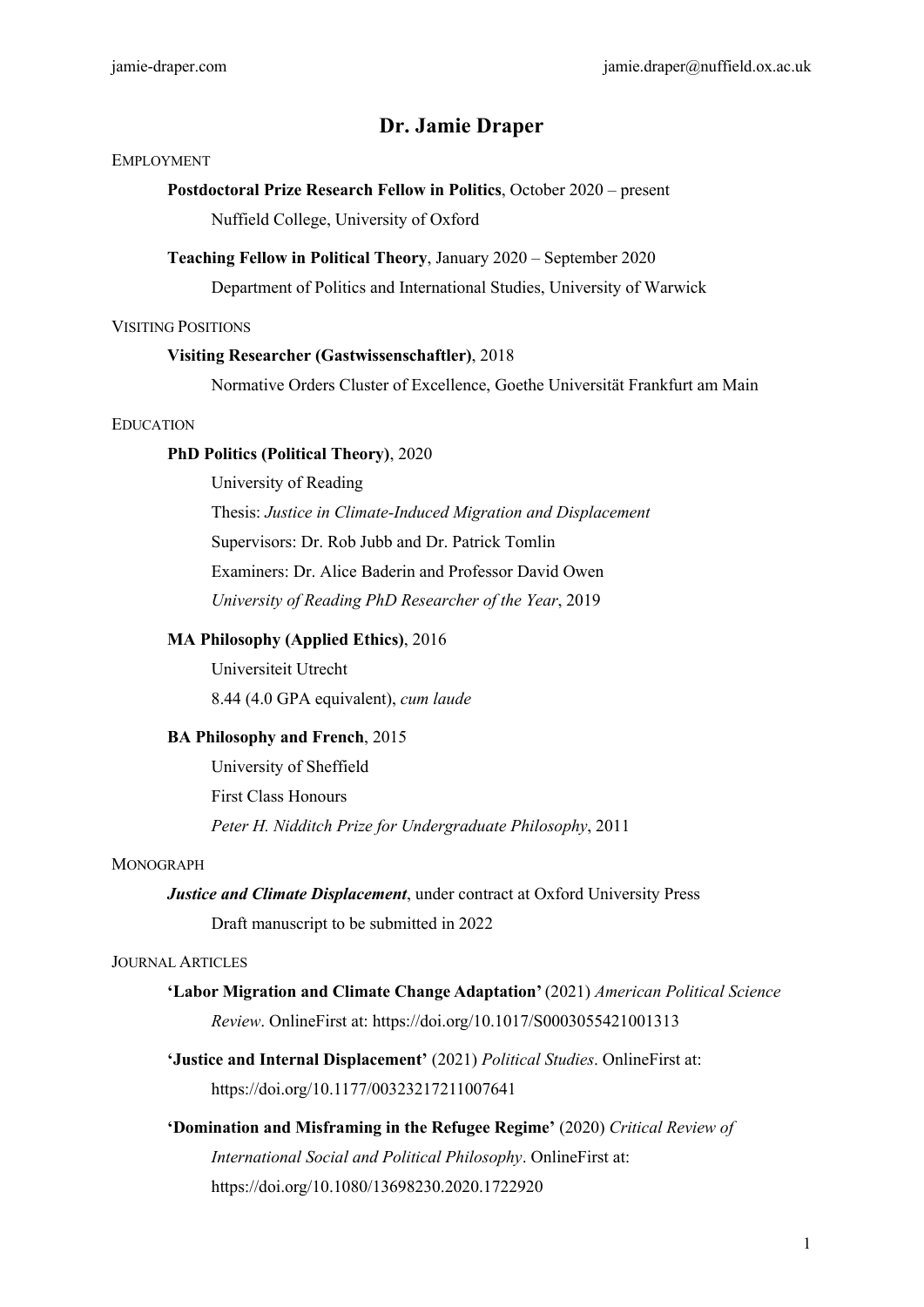jamie-draper.com jamie.draper@nuffield.ox.ac.uk

# Dr. Jamie Draper

## Employment

**Postdoctoral Prize Research Fellow in Politics**, October 2020 – present
Nuffield College, University of Oxford

**Teaching Fellow in Political Theory**, January 2020 – September 2020
Department of Politics and International Studies, University of Warwick

## Visiting Positions

**Visiting Researcher (Gastwissenschaftler)**, 2018
Normative Orders Cluster of Excellence, Goethe Universität Frankfurt am Main

## Education

**PhD Politics (Political Theory)**, 2020
University of Reading
Thesis: *Justice in Climate-Induced Migration and Displacement*
Supervisors: Dr. Rob Jubb and Dr. Patrick Tomlin
Examiners: Dr. Alice Baderin and Professor David Owen
*University of Reading PhD Researcher of the Year*, 2019

**MA Philosophy (Applied Ethics)**, 2016
Universiteit Utrecht
8.44 (4.0 GPA equivalent), *cum laude*

**BA Philosophy and French**, 2015
University of Sheffield
First Class Honours
*Peter H. Nidditch Prize for Undergraduate Philosophy*, 2011

## Monograph

***Justice and Climate Displacement***, under contract at Oxford University Press
Draft manuscript to be submitted in 2022

## Journal Articles

**'Labor Migration and Climate Change Adaptation'** (2021) *American Political Science Review*. OnlineFirst at: https://doi.org/10.1017/S0003055421001313

**'Justice and Internal Displacement'** (2021) *Political Studies*. OnlineFirst at: https://doi.org/10.1177/00323217211007641

**'Domination and Misframing in the Refugee Regime'** (2020) *Critical Review of International Social and Political Philosophy*. OnlineFirst at: https://doi.org/10.1080/13698230.2020.1722920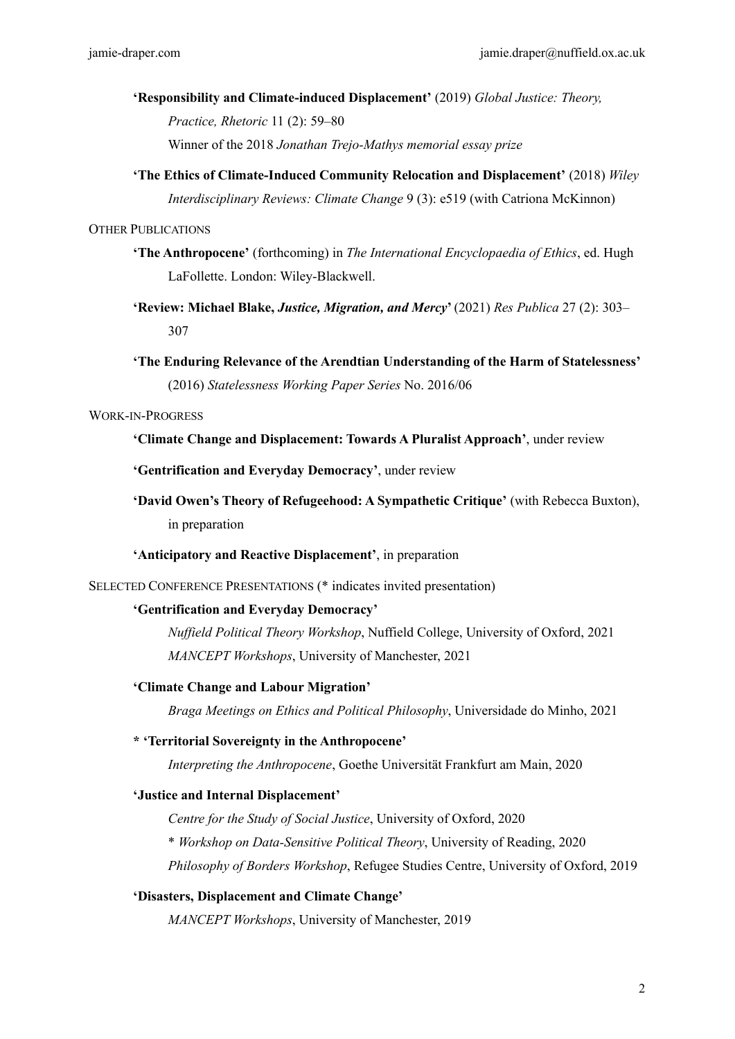**'Responsibility and Climate-induced Displacement'** (2019) *Global Justice: Theory, Practice, Rhetoric* 11 (2): 59–80
Winner of the 2018 *Jonathan Trejo-Mathys memorial essay prize*

**'The Ethics of Climate-Induced Community Relocation and Displacement'** (2018) *Wiley Interdisciplinary Reviews: Climate Change* 9 (3): e519 (with Catriona McKinnon)

## OTHER PUBLICATIONS

**'The Anthropocene'** (forthcoming) in *The International Encyclopaedia of Ethics*, ed. Hugh LaFollette. London: Wiley-Blackwell.

**'Review: Michael Blake, *Justice, Migration, and Mercy*'** (2021) *Res Publica* 27 (2): 303–307

**'The Enduring Relevance of the Arendtian Understanding of the Harm of Statelessness'** (2016) *Statelessness Working Paper Series* No. 2016/06

## WORK-IN-PROGRESS

**'Climate Change and Displacement: Towards A Pluralist Approach'**, under review

**'Gentrification and Everyday Democracy'**, under review

**'David Owen's Theory of Refugeehood: A Sympathetic Critique'** (with Rebecca Buxton), in preparation

**'Anticipatory and Reactive Displacement'**, in preparation

## SELECTED CONFERENCE PRESENTATIONS (* indicates invited presentation)

**'Gentrification and Everyday Democracy'**
*Nuffield Political Theory Workshop*, Nuffield College, University of Oxford, 2021
*MANCEPT Workshops*, University of Manchester, 2021

**'Climate Change and Labour Migration'**
*Braga Meetings on Ethics and Political Philosophy*, Universidade do Minho, 2021

**\* 'Territorial Sovereignty in the Anthropocene'**
*Interpreting the Anthropocene*, Goethe Universität Frankfurt am Main, 2020

**'Justice and Internal Displacement'**
*Centre for the Study of Social Justice*, University of Oxford, 2020
\* *Workshop on Data-Sensitive Political Theory*, University of Reading, 2020
*Philosophy of Borders Workshop*, Refugee Studies Centre, University of Oxford, 2019

**'Disasters, Displacement and Climate Change'**
*MANCEPT Workshops*, University of Manchester, 2019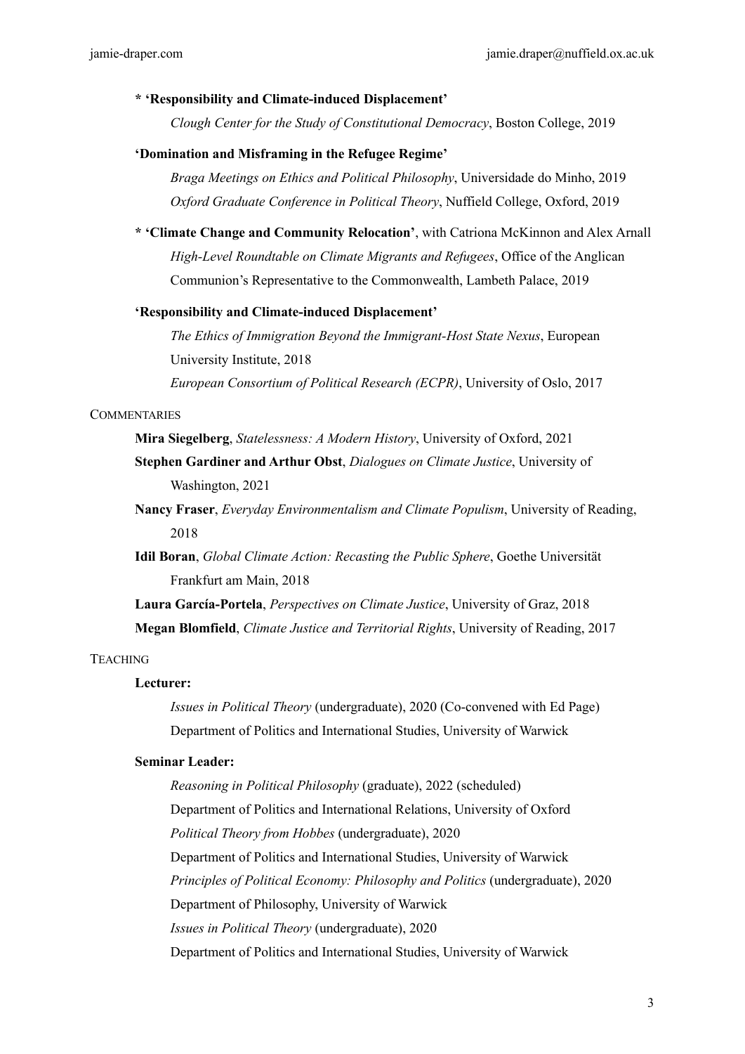**\* 'Responsibility and Climate-induced Displacement'**

*Clough Center for the Study of Constitutional Democracy*, Boston College, 2019

**'Domination and Misframing in the Refugee Regime'**

*Braga Meetings on Ethics and Political Philosophy*, Universidade do Minho, 2019

*Oxford Graduate Conference in Political Theory*, Nuffield College, Oxford, 2019

**\* 'Climate Change and Community Relocation'**, with Catriona McKinnon and Alex Arnall

*High-Level Roundtable on Climate Migrants and Refugees*, Office of the Anglican Communion's Representative to the Commonwealth, Lambeth Palace, 2019

**'Responsibility and Climate-induced Displacement'**

*The Ethics of Immigration Beyond the Immigrant-Host State Nexus*, European University Institute, 2018

*European Consortium of Political Research (ECPR)*, University of Oslo, 2017

## COMMENTARIES

**Mira Siegelberg**, *Statelessness: A Modern History*, University of Oxford, 2021

**Stephen Gardiner and Arthur Obst**, *Dialogues on Climate Justice*, University of Washington, 2021

**Nancy Fraser**, *Everyday Environmentalism and Climate Populism*, University of Reading, 2018

**Idil Boran**, *Global Climate Action: Recasting the Public Sphere*, Goethe Universität Frankfurt am Main, 2018

**Laura García-Portela**, *Perspectives on Climate Justice*, University of Graz, 2018

**Megan Blomfield**, *Climate Justice and Territorial Rights*, University of Reading, 2017

## TEACHING

**Lecturer:**

*Issues in Political Theory* (undergraduate), 2020 (Co-convened with Ed Page)
Department of Politics and International Studies, University of Warwick

**Seminar Leader:**

*Reasoning in Political Philosophy* (graduate), 2022 (scheduled)
Department of Politics and International Relations, University of Oxford

*Political Theory from Hobbes* (undergraduate), 2020
Department of Politics and International Studies, University of Warwick

*Principles of Political Economy: Philosophy and Politics* (undergraduate), 2020
Department of Philosophy, University of Warwick

*Issues in Political Theory* (undergraduate), 2020
Department of Politics and International Studies, University of Warwick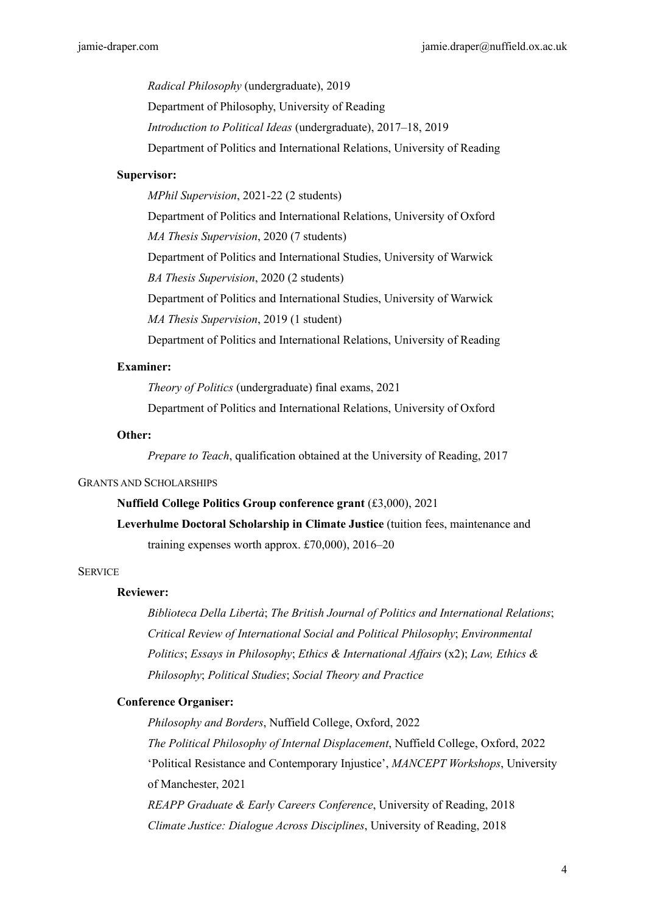*Radical Philosophy* (undergraduate), 2019
Department of Philosophy, University of Reading

*Introduction to Political Ideas* (undergraduate), 2017–18, 2019
Department of Politics and International Relations, University of Reading

**Supervisor:**

*MPhil Supervision*, 2021-22 (2 students)
Department of Politics and International Relations, University of Oxford

*MA Thesis Supervision*, 2020 (7 students)
Department of Politics and International Studies, University of Warwick

*BA Thesis Supervision*, 2020 (2 students)
Department of Politics and International Studies, University of Warwick

*MA Thesis Supervision*, 2019 (1 student)
Department of Politics and International Relations, University of Reading

**Examiner:**

*Theory of Politics* (undergraduate) final exams, 2021
Department of Politics and International Relations, University of Oxford

**Other:**

*Prepare to Teach*, qualification obtained at the University of Reading, 2017

## Grants and Scholarships

**Nuffield College Politics Group conference grant** (£3,000), 2021

**Leverhulme Doctoral Scholarship in Climate Justice** (tuition fees, maintenance and training expenses worth approx. £70,000), 2016–20

## Service

**Reviewer:**

*Biblioteca Della Libertà*; *The British Journal of Politics and International Relations*; *Critical Review of International Social and Political Philosophy*; *Environmental Politics*; *Essays in Philosophy*; *Ethics & International Affairs* (x2); *Law, Ethics & Philosophy*; *Political Studies*; *Social Theory and Practice*

**Conference Organiser:**

*Philosophy and Borders*, Nuffield College, Oxford, 2022

*The Political Philosophy of Internal Displacement*, Nuffield College, Oxford, 2022

'Political Resistance and Contemporary Injustice', *MANCEPT Workshops*, University of Manchester, 2021

*REAPP Graduate & Early Careers Conference*, University of Reading, 2018

*Climate Justice: Dialogue Across Disciplines*, University of Reading, 2018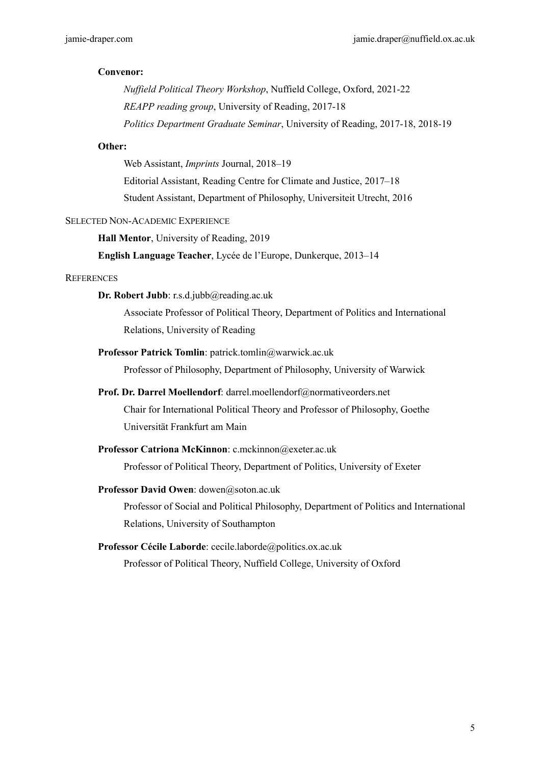**Convenor:**

*Nuffield Political Theory Workshop*, Nuffield College, Oxford, 2021-22

*REAPP reading group*, University of Reading, 2017-18

*Politics Department Graduate Seminar*, University of Reading, 2017-18, 2018-19

**Other:**

Web Assistant, *Imprints* Journal, 2018–19

Editorial Assistant, Reading Centre for Climate and Justice, 2017–18

Student Assistant, Department of Philosophy, Universiteit Utrecht, 2016

## Selected Non-Academic Experience

**Hall Mentor**, University of Reading, 2019

**English Language Teacher**, Lycée de l'Europe, Dunkerque, 2013–14

## References

**Dr. Robert Jubb**: r.s.d.jubb@reading.ac.uk

Associate Professor of Political Theory, Department of Politics and International Relations, University of Reading

**Professor Patrick Tomlin**: patrick.tomlin@warwick.ac.uk

Professor of Philosophy, Department of Philosophy, University of Warwick

**Prof. Dr. Darrel Moellendorf**: darrel.moellendorf@normativeorders.net

Chair for International Political Theory and Professor of Philosophy, Goethe Universität Frankfurt am Main

**Professor Catriona McKinnon**: c.mckinnon@exeter.ac.uk

Professor of Political Theory, Department of Politics, University of Exeter

**Professor David Owen**: dowen@soton.ac.uk

Professor of Social and Political Philosophy, Department of Politics and International Relations, University of Southampton

**Professor Cécile Laborde**: cecile.laborde@politics.ox.ac.uk

Professor of Political Theory, Nuffield College, University of Oxford